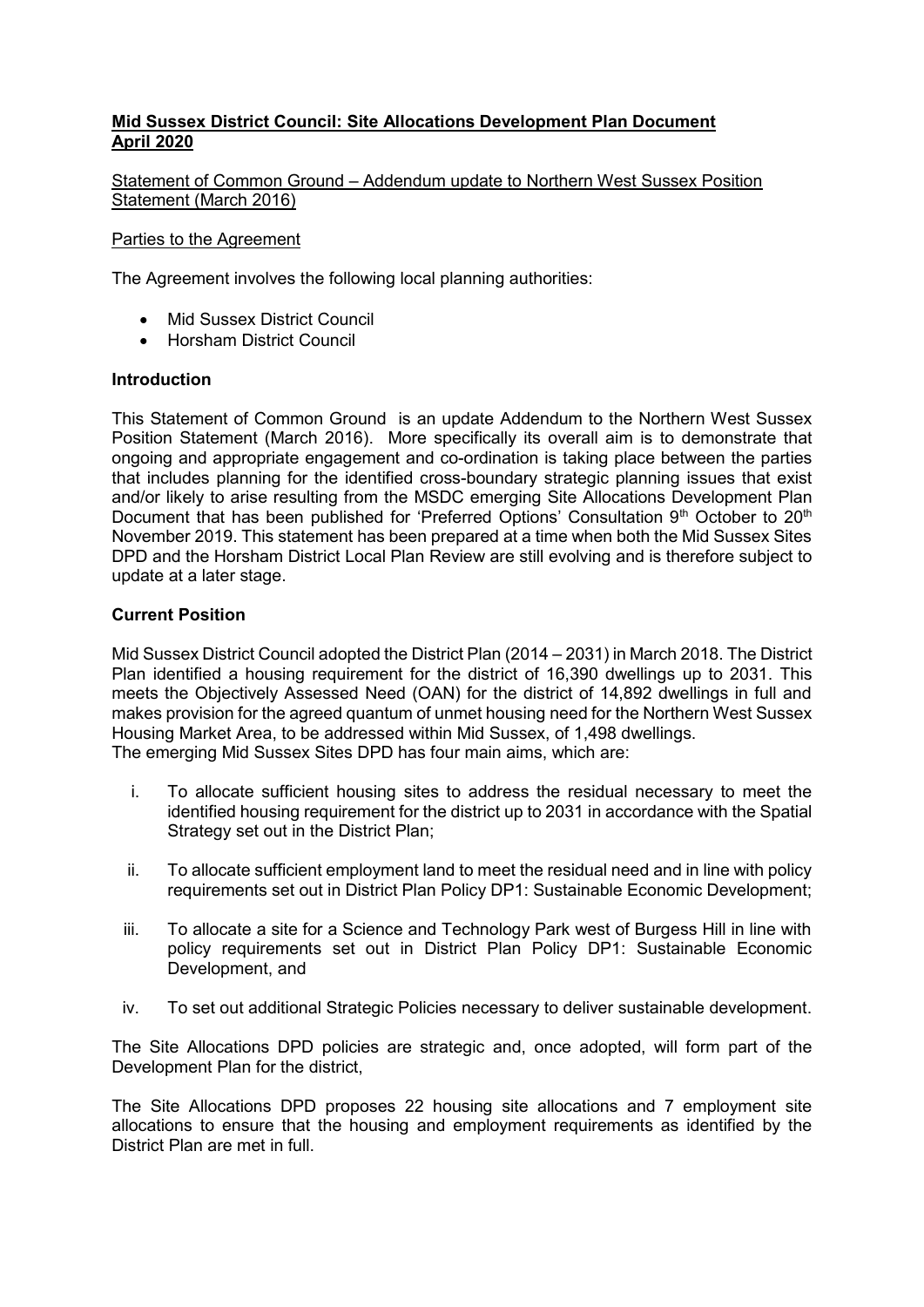**Mid Sussex District Council: Site Allocations Development Plan Document April 2020**

Statement of Common Ground – Addendum update to Northern West Sussex Position Statement (March 2016)

Parties to the Agreement

The Agreement involves the following local planning authorities:

- Mid Sussex District Council
- Horsham District Council

## Introduction

This Statement of Common Ground is an update Addendum to the Northern West Sussex Position Statement (March 2016). More specifically its overall aim is to demonstrate that ongoing and appropriate engagement and co-ordination is taking place between the parties that includes planning for the identified cross-boundary strategic planning issues that exist and/or likely to arise resulting from the MSDC emerging Site Allocations Development Plan Document that has been published for 'Preferred Options' Consultation 9th October to 20th November 2019. This statement has been prepared at a time when both the Mid Sussex Sites DPD and the Horsham District Local Plan Review are still evolving and is therefore subject to update at a later stage.

## Current Position

Mid Sussex District Council adopted the District Plan (2014 – 2031) in March 2018. The District Plan identified a housing requirement for the district of 16,390 dwellings up to 2031. This meets the Objectively Assessed Need (OAN) for the district of 14,892 dwellings in full and makes provision for the agreed quantum of unmet housing need for the Northern West Sussex Housing Market Area, to be addressed within Mid Sussex, of 1,498 dwellings.

The emerging Mid Sussex Sites DPD has four main aims, which are:

i. To allocate sufficient housing sites to address the residual necessary to meet the identified housing requirement for the district up to 2031 in accordance with the Spatial Strategy set out in the District Plan;

ii. To allocate sufficient employment land to meet the residual need and in line with policy requirements set out in District Plan Policy DP1: Sustainable Economic Development;

iii. To allocate a site for a Science and Technology Park west of Burgess Hill in line with policy requirements set out in District Plan Policy DP1: Sustainable Economic Development, and

iv. To set out additional Strategic Policies necessary to deliver sustainable development.

The Site Allocations DPD policies are strategic and, once adopted, will form part of the Development Plan for the district,

The Site Allocations DPD proposes 22 housing site allocations and 7 employment site allocations to ensure that the housing and employment requirements as identified by the District Plan are met in full.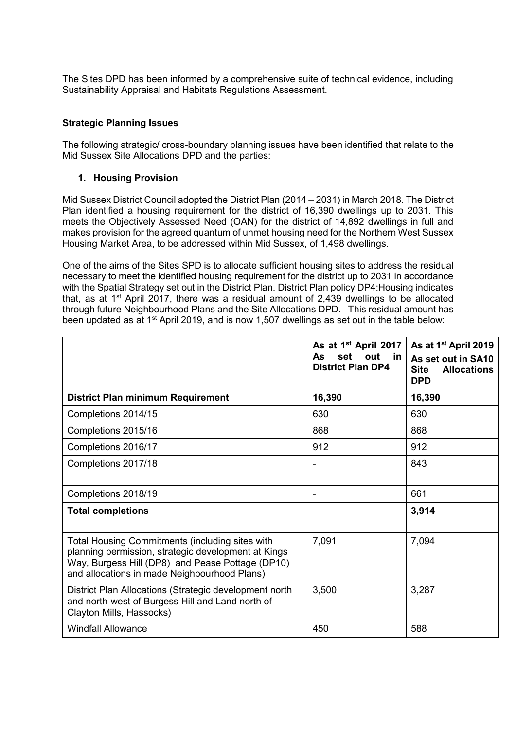The Sites DPD has been informed by a comprehensive suite of technical evidence, including Sustainability Appraisal and Habitats Regulations Assessment.

**Strategic Planning Issues**

The following strategic/ cross-boundary planning issues have been identified that relate to the Mid Sussex Site Allocations DPD and the parties:

1. **Housing Provision**

Mid Sussex District Council adopted the District Plan (2014 – 2031) in March 2018. The District Plan identified a housing requirement for the district of 16,390 dwellings up to 2031. This meets the Objectively Assessed Need (OAN) for the district of 14,892 dwellings in full and makes provision for the agreed quantum of unmet housing need for the Northern West Sussex Housing Market Area, to be addressed within Mid Sussex, of 1,498 dwellings.

One of the aims of the Sites SPD is to allocate sufficient housing sites to address the residual necessary to meet the identified housing requirement for the district up to 2031 in accordance with the Spatial Strategy set out in the District Plan. District Plan policy DP4:Housing indicates that, as at 1st April 2017, there was a residual amount of 2,439 dwellings to be allocated through future Neighbourhood Plans and the Site Allocations DPD. This residual amount has been updated as at 1st April 2019, and is now 1,507 dwellings as set out in the table below:

| | **As at 1st April 2017 As set out in District Plan DP4** | **As at 1st April 2019 As set out in SA10 Site Allocations DPD** |
|---|---|---|
| **District Plan minimum Requirement** | **16,390** | **16,390** |
| Completions 2014/15 | 630 | 630 |
| Completions 2015/16 | 868 | 868 |
| Completions 2016/17 | 912 | 912 |
| Completions 2017/18 | - | 843 |
| Completions 2018/19 | - | 661 |
| **Total completions** | | **3,914** |
| Total Housing Commitments (including sites with planning permission, strategic development at Kings Way, Burgess Hill (DP8) and Pease Pottage (DP10) and allocations in made Neighbourhood Plans) | 7,091 | 7,094 |
| District Plan Allocations (Strategic development north and north-west of Burgess Hill and Land north of Clayton Mills, Hassocks) | 3,500 | 3,287 |
| Windfall Allowance | 450 | 588 |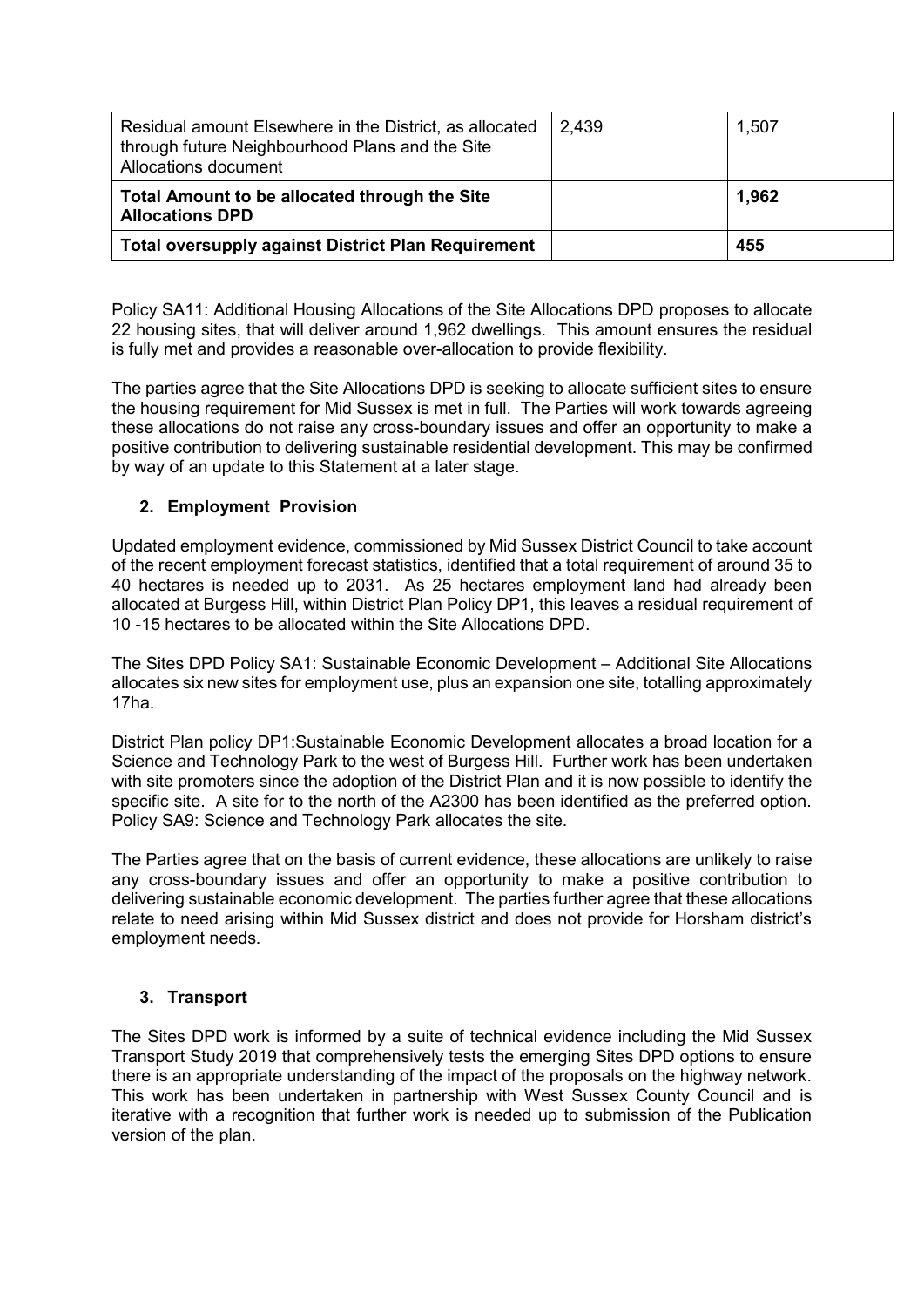| | | |
|---|---|---|
| Residual amount Elsewhere in the District, as allocated through future Neighbourhood Plans and the Site Allocations document | 2,439 | 1,507 |
| **Total Amount to be allocated through the Site Allocations DPD** | | **1,962** |
| **Total oversupply against District Plan Requirement** | | **455** |

Policy SA11: Additional Housing Allocations of the Site Allocations DPD proposes to allocate 22 housing sites, that will deliver around 1,962 dwellings. This amount ensures the residual is fully met and provides a reasonable over-allocation to provide flexibility.

The parties agree that the Site Allocations DPD is seeking to allocate sufficient sites to ensure the housing requirement for Mid Sussex is met in full. The Parties will work towards agreeing these allocations do not raise any cross-boundary issues and offer an opportunity to make a positive contribution to delivering sustainable residential development. This may be confirmed by way of an update to this Statement at a later stage.

## 2. Employment Provision

Updated employment evidence, commissioned by Mid Sussex District Council to take account of the recent employment forecast statistics, identified that a total requirement of around 35 to 40 hectares is needed up to 2031. As 25 hectares employment land had already been allocated at Burgess Hill, within District Plan Policy DP1, this leaves a residual requirement of 10 -15 hectares to be allocated within the Site Allocations DPD.

The Sites DPD Policy SA1: Sustainable Economic Development – Additional Site Allocations allocates six new sites for employment use, plus an expansion one site, totalling approximately 17ha.

District Plan policy DP1:Sustainable Economic Development allocates a broad location for a Science and Technology Park to the west of Burgess Hill. Further work has been undertaken with site promoters since the adoption of the District Plan and it is now possible to identify the specific site. A site for to the north of the A2300 has been identified as the preferred option. Policy SA9: Science and Technology Park allocates the site.

The Parties agree that on the basis of current evidence, these allocations are unlikely to raise any cross-boundary issues and offer an opportunity to make a positive contribution to delivering sustainable economic development. The parties further agree that these allocations relate to need arising within Mid Sussex district and does not provide for Horsham district's employment needs.

## 3. Transport

The Sites DPD work is informed by a suite of technical evidence including the Mid Sussex Transport Study 2019 that comprehensively tests the emerging Sites DPD options to ensure there is an appropriate understanding of the impact of the proposals on the highway network. This work has been undertaken in partnership with West Sussex County Council and is iterative with a recognition that further work is needed up to submission of the Publication version of the plan.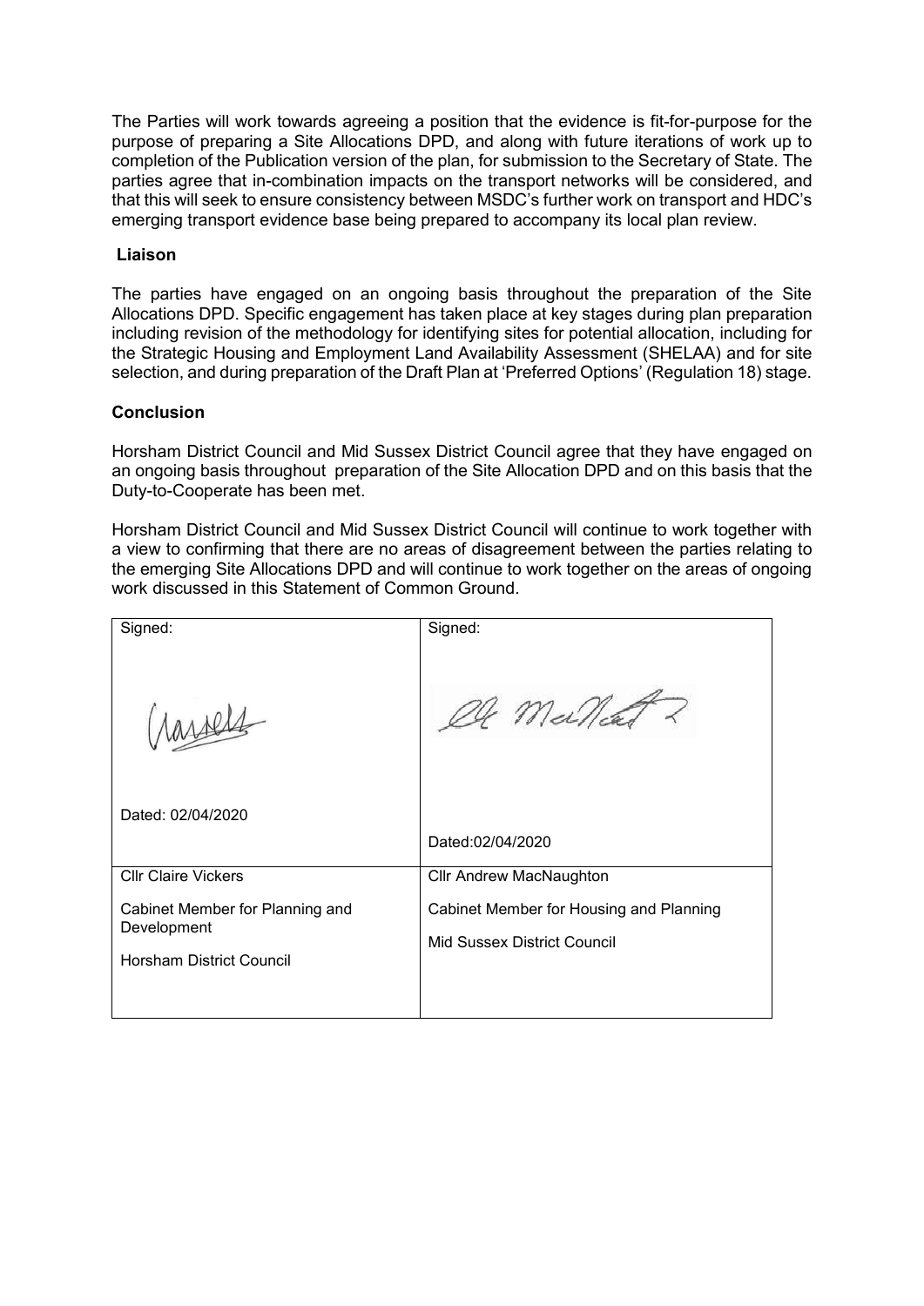The Parties will work towards agreeing a position that the evidence is fit-for-purpose for the purpose of preparing a Site Allocations DPD, and along with future iterations of work up to completion of the Publication version of the plan, for submission to the Secretary of State. The parties agree that in-combination impacts on the transport networks will be considered, and that this will seek to ensure consistency between MSDC's further work on transport and HDC's emerging transport evidence base being prepared to accompany its local plan review.

**Liaison**

The parties have engaged on an ongoing basis throughout the preparation of the Site Allocations DPD. Specific engagement has taken place at key stages during plan preparation including revision of the methodology for identifying sites for potential allocation, including for the Strategic Housing and Employment Land Availability Assessment (SHELAA) and for site selection, and during preparation of the Draft Plan at 'Preferred Options' (Regulation 18) stage.

**Conclusion**

Horsham District Council and Mid Sussex District Council agree that they have engaged on an ongoing basis throughout preparation of the Site Allocation DPD and on this basis that the Duty-to-Cooperate has been met.

Horsham District Council and Mid Sussex District Council will continue to work together with a view to confirming that there are no areas of disagreement between the parties relating to the emerging Site Allocations DPD and will continue to work together on the areas of ongoing work discussed in this Statement of Common Ground.

| | |
|---|---|
| Signed:<br><br>Dated: 02/04/2020 | Signed:<br><br>Dated:02/04/2020 |
| Cllr Claire Vickers<br><br>Cabinet Member for Planning and Development<br><br>Horsham District Council | Cllr Andrew MacNaughton<br><br>Cabinet Member for Housing and Planning<br><br>Mid Sussex District Council |